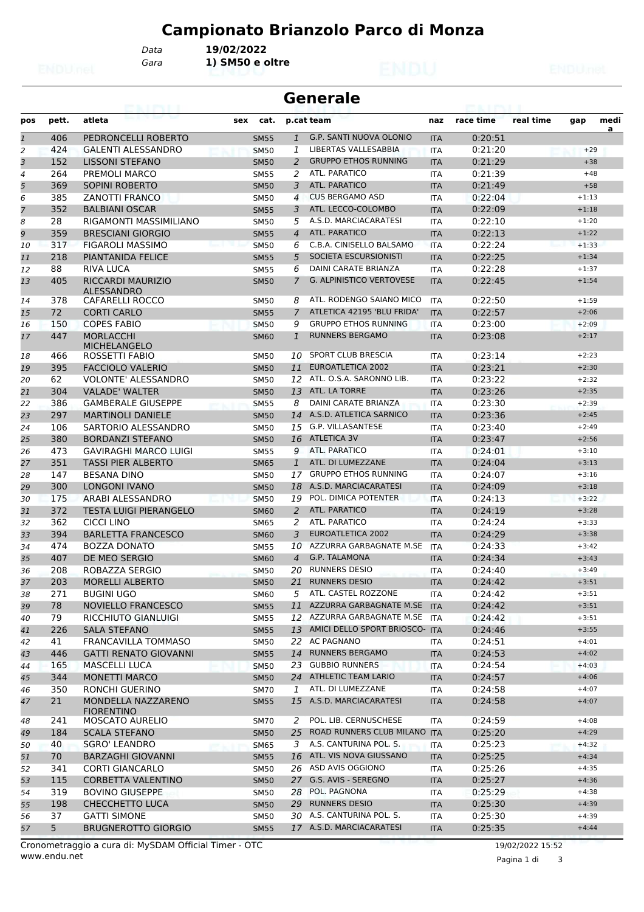# Campionato Brianzolo Parco di Monza

Data **19/02/2022**
Gara **1) SM50 e oltre**

## Generale

| pos | pett. | atleta | sex | cat. | p.cat | team | naz | race time | real time | gap | media |
|---|---|---|---|---|---|---|---|---|---|---|---|
| 1 | 406 | PEDRONCELLI ROBERTO | | SM55 | 1 | G.P. SANTI NUOVA OLONIO | ITA | 0:20:51 | | | |
| 2 | 424 | GALENTI ALESSANDRO | | SM50 | 1 | LIBERTAS VALLESABBIA | ITA | 0:21:20 | | +29 | |
| 3 | 152 | LISSONI STEFANO | | SM50 | 2 | GRUPPO ETHOS RUNNING | ITA | 0:21:29 | | +38 | |
| 4 | 264 | PREMOLI MARCO | | SM55 | 2 | ATL. PARATICO | ITA | 0:21:39 | | +48 | |
| 5 | 369 | SOPINI ROBERTO | | SM50 | 3 | ATL. PARATICO | ITA | 0:21:49 | | +58 | |
| 6 | 385 | ZANOTTI FRANCO | | SM50 | 4 | CUS BERGAMO ASD | ITA | 0:22:04 | | +1:13 | |
| 7 | 352 | BALBIANI OSCAR | | SM55 | 3 | ATL. LECCO-COLOMBO | ITA | 0:22:09 | | +1:18 | |
| 8 | 28 | RIGAMONTI MASSIMILIANO | | SM50 | 5 | A.S.D. MARCIACARATESI | ITA | 0:22:10 | | +1:20 | |
| 9 | 359 | BRESCIANI GIORGIO | | SM55 | 4 | ATL. PARATICO | ITA | 0:22:13 | | +1:22 | |
| 10 | 317 | FIGAROLI MASSIMO | | SM50 | 6 | C.B.A. CINISELLO BALSAMO | ITA | 0:22:24 | | +1:33 | |
| 11 | 218 | PIANTANIDA FELICE | | SM55 | 5 | SOCIETA ESCURSIONISTI | ITA | 0:22:25 | | +1:34 | |
| 12 | 88 | RIVA LUCA | | SM55 | 6 | DAINI CARATE BRIANZA | ITA | 0:22:28 | | +1:37 | |
| 13 | 405 | RICCARDI MAURIZIO ALESSANDRO | | SM50 | 7 | G. ALPINISTICO VERTOVESE | ITA | 0:22:45 | | +1:54 | |
| 14 | 378 | CAFARELLI ROCCO | | SM50 | 8 | ATL. RODENGO SAIANO MICO | ITA | 0:22:50 | | +1:59 | |
| 15 | 72 | CORTI CARLO | | SM55 | 7 | ATLETICA 42195 'BLU FRIDA' | ITA | 0:22:57 | | +2:06 | |
| 16 | 150 | COPES FABIO | | SM50 | 9 | GRUPPO ETHOS RUNNING | ITA | 0:23:00 | | +2:09 | |
| 17 | 447 | MORLACCHI MICHELANGELO | | SM60 | 1 | RUNNERS BERGAMO | ITA | 0:23:08 | | +2:17 | |
| 18 | 466 | ROSSETTI FABIO | | SM50 | 10 | SPORT CLUB BRESCIA | ITA | 0:23:14 | | +2:23 | |
| 19 | 395 | FACCIOLO VALERIO | | SM50 | 11 | EUROATLETICA 2002 | ITA | 0:23:21 | | +2:30 | |
| 20 | 62 | VOLONTE' ALESSANDRO | | SM50 | 12 | ATL. O.S.A. SARONNO LIB. | ITA | 0:23:22 | | +2:32 | |
| 21 | 304 | VALADE' WALTER | | SM50 | 13 | ATL. LA TORRE | ITA | 0:23:26 | | +2:35 | |
| 22 | 386 | GAMBERALE GIUSEPPE | | SM55 | 8 | DAINI CARATE BRIANZA | ITA | 0:23:30 | | +2:39 | |
| 23 | 297 | MARTINOLI DANIELE | | SM50 | 14 | A.S.D. ATLETICA SARNICO | ITA | 0:23:36 | | +2:45 | |
| 24 | 106 | SARTORIO ALESSANDRO | | SM50 | 15 | G.P. VILLASANTESE | ITA | 0:23:40 | | +2:49 | |
| 25 | 380 | BORDANZI STEFANO | | SM50 | 16 | ATLETICA 3V | ITA | 0:23:47 | | +2:56 | |
| 26 | 473 | GAVIRAGHI MARCO LUIGI | | SM55 | 9 | ATL. PARATICO | ITA | 0:24:01 | | +3:10 | |
| 27 | 351 | TASSI PIER ALBERTO | | SM65 | 1 | ATL. DI LUMEZZANE | ITA | 0:24:04 | | +3:13 | |
| 28 | 147 | BESANA DINO | | SM50 | 17 | GRUPPO ETHOS RUNNING | ITA | 0:24:07 | | +3:16 | |
| 29 | 300 | LONGONI IVANO | | SM50 | 18 | A.S.D. MARCIACARATESI | ITA | 0:24:09 | | +3:18 | |
| 30 | 175 | ARABI ALESSANDRO | | SM50 | 19 | POL. DIMICA POTENTER | ITA | 0:24:13 | | +3:22 | |
| 31 | 372 | TESTA LUIGI PIERANGELO | | SM60 | 2 | ATL. PARATICO | ITA | 0:24:19 | | +3:28 | |
| 32 | 362 | CICCI LINO | | SM65 | 2 | ATL. PARATICO | ITA | 0:24:24 | | +3:33 | |
| 33 | 394 | BARLETTA FRANCESCO | | SM60 | 3 | EUROATLETICA 2002 | ITA | 0:24:29 | | +3:38 | |
| 34 | 474 | BOZZA DONATO | | SM55 | 10 | AZZURRA GARBAGNATE M.SE | ITA | 0:24:33 | | +3:42 | |
| 35 | 407 | DE MEO SERGIO | | SM60 | 4 | G.P. TALAMONA | ITA | 0:24:34 | | +3:43 | |
| 36 | 208 | ROBAZZA SERGIO | | SM50 | 20 | RUNNERS DESIO | ITA | 0:24:40 | | +3:49 | |
| 37 | 203 | MORELLI ALBERTO | | SM50 | 21 | RUNNERS DESIO | ITA | 0:24:42 | | +3:51 | |
| 38 | 271 | BUGINI UGO | | SM60 | 5 | ATL. CASTEL ROZZONE | ITA | 0:24:42 | | +3:51 | |
| 39 | 78 | NOVIELLO FRANCESCO | | SM55 | 11 | AZZURRA GARBAGNATE M.SE | ITA | 0:24:42 | | +3:51 | |
| 40 | 79 | RICCHIUTO GIANLUIGI | | SM55 | 12 | AZZURRA GARBAGNATE M.SE | ITA | 0:24:42 | | +3:51 | |
| 41 | 226 | SALA STEFANO | | SM55 | 13 | AMICI DELLO SPORT BRIOSCO- | ITA | 0:24:46 | | +3:55 | |
| 42 | 41 | FRANCAVILLA TOMMASO | | SM50 | 22 | AC PAGNANO | ITA | 0:24:51 | | +4:01 | |
| 43 | 446 | GATTI RENATO GIOVANNI | | SM55 | 14 | RUNNERS BERGAMO | ITA | 0:24:53 | | +4:02 | |
| 44 | 165 | MASCELLI LUCA | | SM50 | 23 | GUBBIO RUNNERS | ITA | 0:24:54 | | +4:03 | |
| 45 | 344 | MONETTI MARCO | | SM50 | 24 | ATHLETIC TEAM LARIO | ITA | 0:24:57 | | +4:06 | |
| 46 | 350 | RONCHI GUERINO | | SM70 | 1 | ATL. DI LUMEZZANE | ITA | 0:24:58 | | +4:07 | |
| 47 | 21 | MONDELLA NAZZARENO FIORENTINO | | SM55 | 15 | A.S.D. MARCIACARATESI | ITA | 0:24:58 | | +4:07 | |
| 48 | 241 | MOSCATO AURELIO | | SM70 | 2 | POL. LIB. CERNUSCHESE | ITA | 0:24:59 | | +4:08 | |
| 49 | 184 | SCALA STEFANO | | SM50 | 25 | ROAD RUNNERS CLUB MILANO | ITA | 0:25:20 | | +4:29 | |
| 50 | 40 | SGRO' LEANDRO | | SM65 | 3 | A.S. CANTURINA POL. S. | ITA | 0:25:23 | | +4:32 | |
| 51 | 70 | BARZAGHI GIOVANNI | | SM55 | 16 | ATL. VIS NOVA GIUSSANO | ITA | 0:25:25 | | +4:34 | |
| 52 | 341 | CORTI GIANCARLO | | SM50 | 26 | ASD AVIS OGGIONO | ITA | 0:25:26 | | +4:35 | |
| 53 | 115 | CORBETTA VALENTINO | | SM50 | 27 | G.S. AVIS - SEREGNO | ITA | 0:25:27 | | +4:36 | |
| 54 | 319 | BOVINO GIUSEPPE | | SM50 | 28 | POL. PAGNONA | ITA | 0:25:29 | | +4:38 | |
| 55 | 198 | CHECCHETTO LUCA | | SM50 | 29 | RUNNERS DESIO | ITA | 0:25:30 | | +4:39 | |
| 56 | 37 | GATTI SIMONE | | SM50 | 30 | A.S. CANTURINA POL. S. | ITA | 0:25:30 | | +4:39 | |
| 57 | 5 | BRUGNEROTTO GIORGIO | | SM55 | 17 | A.S.D. MARCIACARATESI | ITA | 0:25:35 | | +4:44 | |

Cronometraggio a cura di: MySDAM Official Timer - OTC
www.endu.net

19/02/2022 15:52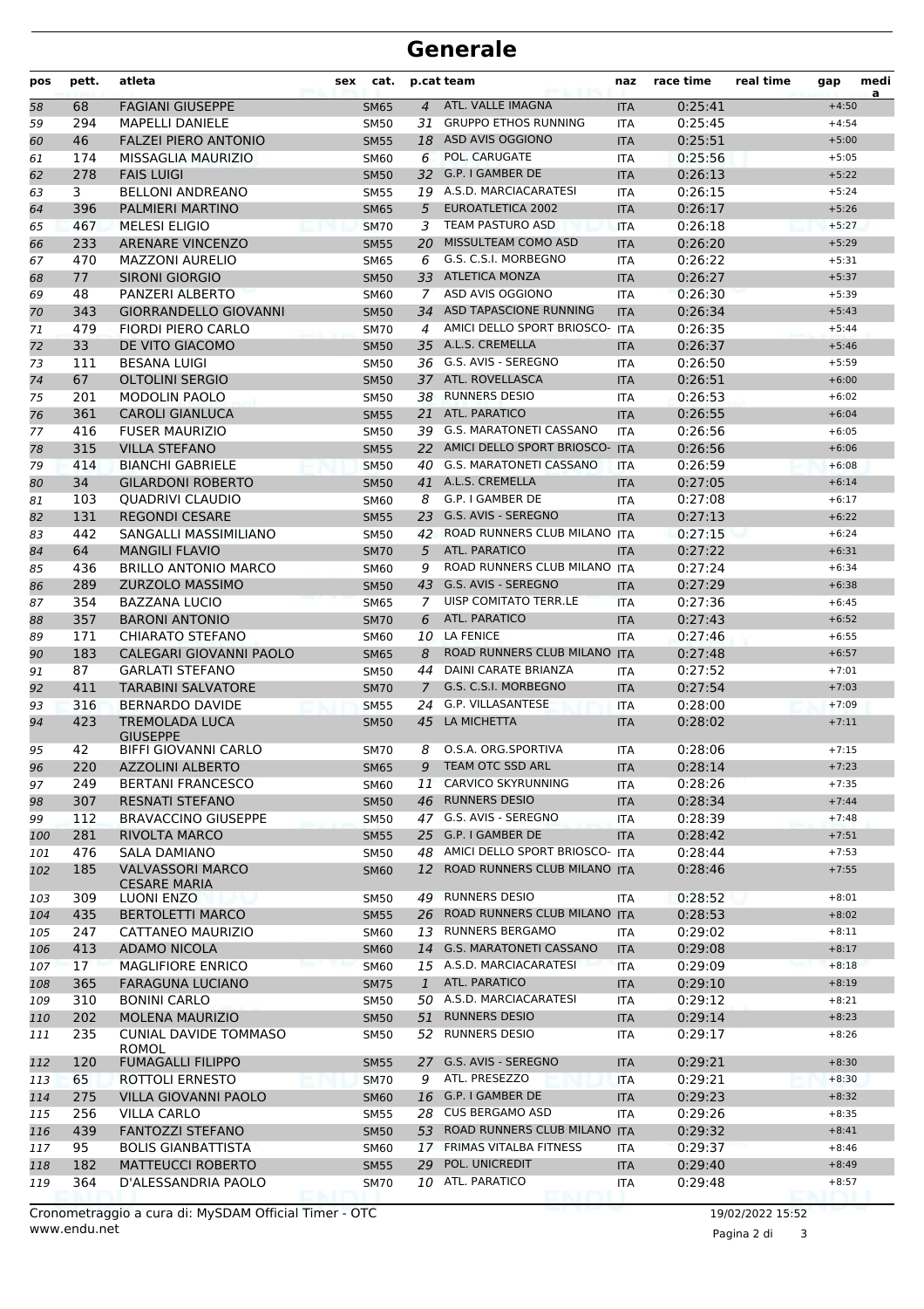# Generale

| pos | pett. | atleta | sex | cat. | p.cat | team | naz | race time | real time | gap | media |
|---|---|---|---|---|---|---|---|---|---|---|---|
| 58 | 68 | FAGIANI GIUSEPPE | | SM65 | 4 | ATL. VALLE IMAGNA | ITA | 0:25:41 | | +4:50 | |
| 59 | 294 | MAPELLI DANIELE | | SM50 | 31 | GRUPPO ETHOS RUNNING | ITA | 0:25:45 | | +4:54 | |
| 60 | 46 | FALZEI PIERO ANTONIO | | SM55 | 18 | ASD AVIS OGGIONO | ITA | 0:25:51 | | +5:00 | |
| 61 | 174 | MISSAGLIA MAURIZIO | | SM60 | 6 | POL. CARUGATE | ITA | 0:25:56 | | +5:05 | |
| 62 | 278 | FAIS LUIGI | | SM50 | 32 | G.P. I GAMBER DE | ITA | 0:26:13 | | +5:22 | |
| 63 | 3 | BELLONI ANDREANO | | SM55 | 19 | A.S.D. MARCIACARATESI | ITA | 0:26:15 | | +5:24 | |
| 64 | 396 | PALMIERI MARTINO | | SM65 | 5 | EUROATLETICA 2002 | ITA | 0:26:17 | | +5:26 | |
| 65 | 467 | MELESI ELIGIO | | SM70 | 3 | TEAM PASTURO ASD | ITA | 0:26:18 | | +5:27 | |
| 66 | 233 | ARENARE VINCENZO | | SM55 | 20 | MISSULTEAM COMO ASD | ITA | 0:26:20 | | +5:29 | |
| 67 | 470 | MAZZONI AURELIO | | SM65 | 6 | G.S. C.S.I. MORBEGNO | ITA | 0:26:22 | | +5:31 | |
| 68 | 77 | SIRONI GIORGIO | | SM50 | 33 | ATLETICA MONZA | ITA | 0:26:27 | | +5:37 | |
| 69 | 48 | PANZERI ALBERTO | | SM60 | 7 | ASD AVIS OGGIONO | ITA | 0:26:30 | | +5:39 | |
| 70 | 343 | GIORRANDELLO GIOVANNI | | SM50 | 34 | ASD TAPASCIONE RUNNING | ITA | 0:26:34 | | +5:43 | |
| 71 | 479 | FIORDI PIERO CARLO | | SM70 | 4 | AMICI DELLO SPORT BRIOSCO- | ITA | 0:26:35 | | +5:44 | |
| 72 | 33 | DE VITO GIACOMO | | SM50 | 35 | A.L.S. CREMELLA | ITA | 0:26:37 | | +5:46 | |
| 73 | 111 | BESANA LUIGI | | SM50 | 36 | G.S. AVIS - SEREGNO | ITA | 0:26:50 | | +5:59 | |
| 74 | 67 | OLTOLINI SERGIO | | SM50 | 37 | ATL. ROVELLASCA | ITA | 0:26:51 | | +6:00 | |
| 75 | 201 | MODOLIN PAOLO | | SM50 | 38 | RUNNERS DESIO | ITA | 0:26:53 | | +6:02 | |
| 76 | 361 | CAROLI GIANLUCA | | SM55 | 21 | ATL. PARATICO | ITA | 0:26:55 | | +6:04 | |
| 77 | 416 | FUSER MAURIZIO | | SM50 | 39 | G.S. MARATONETI CASSANO | ITA | 0:26:56 | | +6:05 | |
| 78 | 315 | VILLA STEFANO | | SM55 | 22 | AMICI DELLO SPORT BRIOSCO- | ITA | 0:26:56 | | +6:06 | |
| 79 | 414 | BIANCHI GABRIELE | | SM50 | 40 | G.S. MARATONETI CASSANO | ITA | 0:26:59 | | +6:08 | |
| 80 | 34 | GILARDONI ROBERTO | | SM50 | 41 | A.L.S. CREMELLA | ITA | 0:27:05 | | +6:14 | |
| 81 | 103 | QUADRIVI CLAUDIO | | SM60 | 8 | G.P. I GAMBER DE | ITA | 0:27:08 | | +6:17 | |
| 82 | 131 | REGONDI CESARE | | SM55 | 23 | G.S. AVIS - SEREGNO | ITA | 0:27:13 | | +6:22 | |
| 83 | 442 | SANGALLI MASSIMILIANO | | SM50 | 42 | ROAD RUNNERS CLUB MILANO | ITA | 0:27:15 | | +6:24 | |
| 84 | 64 | MANGILI FLAVIO | | SM70 | 5 | ATL. PARATICO | ITA | 0:27:22 | | +6:31 | |
| 85 | 436 | BRILLO ANTONIO MARCO | | SM60 | 9 | ROAD RUNNERS CLUB MILANO | ITA | 0:27:24 | | +6:34 | |
| 86 | 289 | ZURZOLO MASSIMO | | SM50 | 43 | G.S. AVIS - SEREGNO | ITA | 0:27:29 | | +6:38 | |
| 87 | 354 | BAZZANA LUCIO | | SM65 | 7 | UISP COMITATO TERR.LE | ITA | 0:27:36 | | +6:45 | |
| 88 | 357 | BARONI ANTONIO | | SM70 | 6 | ATL. PARATICO | ITA | 0:27:43 | | +6:52 | |
| 89 | 171 | CHIARATO STEFANO | | SM60 | 10 | LA FENICE | ITA | 0:27:46 | | +6:55 | |
| 90 | 183 | CALEGARI GIOVANNI PAOLO | | SM65 | 8 | ROAD RUNNERS CLUB MILANO | ITA | 0:27:48 | | +6:57 | |
| 91 | 87 | GARLATI STEFANO | | SM50 | 44 | DAINI CARATE BRIANZA | ITA | 0:27:52 | | +7:01 | |
| 92 | 411 | TARABINI SALVATORE | | SM70 | 7 | G.S. C.S.I. MORBEGNO | ITA | 0:27:54 | | +7:03 | |
| 93 | 316 | BERNARDO DAVIDE | | SM55 | 24 | G.P. VILLASANTESE | ITA | 0:28:00 | | +7:09 | |
| 94 | 423 | TREMOLADA LUCA GIUSEPPE | | SM50 | 45 | LA MICHETTA | ITA | 0:28:02 | | +7:11 | |
| 95 | 42 | BIFFI GIOVANNI CARLO | | SM70 | 8 | O.S.A. ORG.SPORTIVA | ITA | 0:28:06 | | +7:15 | |
| 96 | 220 | AZZOLINI ALBERTO | | SM65 | 9 | TEAM OTC SSD ARL | ITA | 0:28:14 | | +7:23 | |
| 97 | 249 | BERTANI FRANCESCO | | SM60 | 11 | CARVICO SKYRUNNING | ITA | 0:28:26 | | +7:35 | |
| 98 | 307 | RESNATI STEFANO | | SM50 | 46 | RUNNERS DESIO | ITA | 0:28:34 | | +7:44 | |
| 99 | 112 | BRAVACCINO GIUSEPPE | | SM50 | 47 | G.S. AVIS - SEREGNO | ITA | 0:28:39 | | +7:48 | |
| 100 | 281 | RIVOLTA MARCO | | SM55 | 25 | G.P. I GAMBER DE | ITA | 0:28:42 | | +7:51 | |
| 101 | 476 | SALA DAMIANO | | SM50 | 48 | AMICI DELLO SPORT BRIOSCO- | ITA | 0:28:44 | | +7:53 | |
| 102 | 185 | VALVASSORI MARCO CESARE MARIA | | SM60 | 12 | ROAD RUNNERS CLUB MILANO | ITA | 0:28:46 | | +7:55 | |
| 103 | 309 | LUONI ENZO | | SM50 | 49 | RUNNERS DESIO | ITA | 0:28:52 | | +8:01 | |
| 104 | 435 | BERTOLETTI MARCO | | SM55 | 26 | ROAD RUNNERS CLUB MILANO | ITA | 0:28:53 | | +8:02 | |
| 105 | 247 | CATTANEO MAURIZIO | | SM60 | 13 | RUNNERS BERGAMO | ITA | 0:29:02 | | +8:11 | |
| 106 | 413 | ADAMO NICOLA | | SM60 | 14 | G.S. MARATONETI CASSANO | ITA | 0:29:08 | | +8:17 | |
| 107 | 17 | MAGLIFIORE ENRICO | | SM60 | 15 | A.S.D. MARCIACARATESI | ITA | 0:29:09 | | +8:18 | |
| 108 | 365 | FARAGUNA LUCIANO | | SM75 | 1 | ATL. PARATICO | ITA | 0:29:10 | | +8:19 | |
| 109 | 310 | BONINI CARLO | | SM50 | 50 | A.S.D. MARCIACARATESI | ITA | 0:29:12 | | +8:21 | |
| 110 | 202 | MOLENA MAURIZIO | | SM50 | 51 | RUNNERS DESIO | ITA | 0:29:14 | | +8:23 | |
| 111 | 235 | CUNIAL DAVIDE TOMMASO ROMOL | | SM50 | 52 | RUNNERS DESIO | ITA | 0:29:17 | | +8:26 | |
| 112 | 120 | FUMAGALLI FILIPPO | | SM55 | 27 | G.S. AVIS - SEREGNO | ITA | 0:29:21 | | +8:30 | |
| 113 | 65 | ROTTOLI ERNESTO | | SM70 | 9 | ATL. PRESEZZO | ITA | 0:29:21 | | +8:30 | |
| 114 | 275 | VILLA GIOVANNI PAOLO | | SM60 | 16 | G.P. I GAMBER DE | ITA | 0:29:23 | | +8:32 | |
| 115 | 256 | VILLA CARLO | | SM55 | 28 | CUS BERGAMO ASD | ITA | 0:29:26 | | +8:35 | |
| 116 | 439 | FANTOZZI STEFANO | | SM50 | 53 | ROAD RUNNERS CLUB MILANO | ITA | 0:29:32 | | +8:41 | |
| 117 | 95 | BOLIS GIANBATTISTA | | SM60 | 17 | FRIMAS VITALBA FITNESS | ITA | 0:29:37 | | +8:46 | |
| 118 | 182 | MATTEUCCI ROBERTO | | SM55 | 29 | POL. UNICREDIT | ITA | 0:29:40 | | +8:49 | |
| 119 | 364 | D'ALESSANDRIA PAOLO | | SM70 | 10 | ATL. PARATICO | ITA | 0:29:48 | | +8:57 | |

Cronometraggio a cura di: MySDAM Official Timer - OTC
www.endu.net

19/02/2022 15:52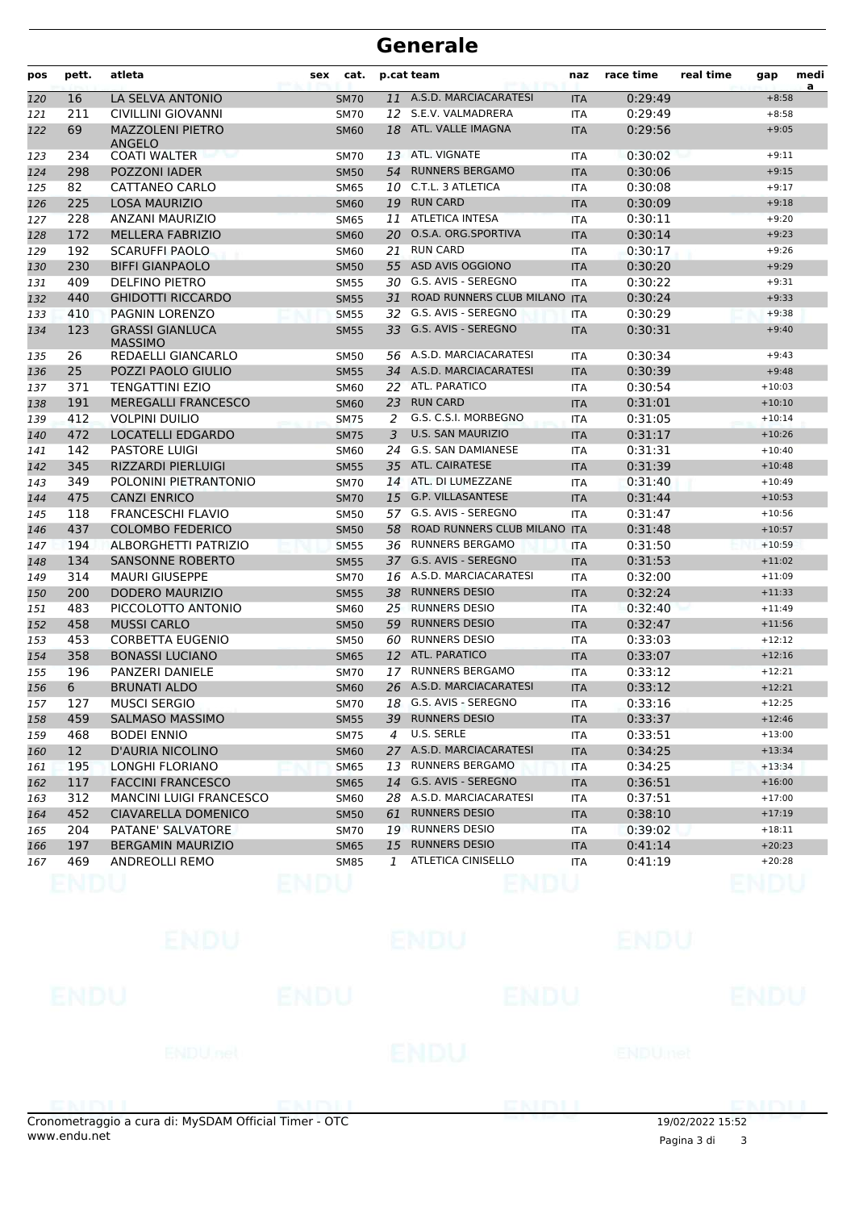# Generale

| pos | pett. | atleta | sex | cat. | p.cat | team | naz | race time | real time | gap | media |
|---|---|---|---|---|---|---|---|---|---|---|---|
| 120 | 16 | LA SELVA ANTONIO | | SM70 | 11 | A.S.D. MARCIACARATESI | ITA | 0:29:49 | | +8:58 | |
| 121 | 211 | CIVILLINI GIOVANNI | | SM70 | 12 | S.E.V. VALMADRERA | ITA | 0:29:49 | | +8:58 | |
| 122 | 69 | MAZZOLENI PIETRO ANGELO | | SM60 | 18 | ATL. VALLE IMAGNA | ITA | 0:29:56 | | +9:05 | |
| 123 | 234 | COATI WALTER | | SM70 | 13 | ATL. VIGNATE | ITA | 0:30:02 | | +9:11 | |
| 124 | 298 | POZZONI IADER | | SM50 | 54 | RUNNERS BERGAMO | ITA | 0:30:06 | | +9:15 | |
| 125 | 82 | CATTANEO CARLO | | SM65 | 10 | C.T.L. 3 ATLETICA | ITA | 0:30:08 | | +9:17 | |
| 126 | 225 | LOSA MAURIZIO | | SM60 | 19 | RUN CARD | ITA | 0:30:09 | | +9:18 | |
| 127 | 228 | ANZANI MAURIZIO | | SM65 | 11 | ATLETICA INTESA | ITA | 0:30:11 | | +9:20 | |
| 128 | 172 | MELLERA FABRIZIO | | SM60 | 20 | O.S.A. ORG.SPORTIVA | ITA | 0:30:14 | | +9:23 | |
| 129 | 192 | SCARUFFI PAOLO | | SM60 | 21 | RUN CARD | ITA | 0:30:17 | | +9:26 | |
| 130 | 230 | BIFFI GIANPAOLO | | SM50 | 55 | ASD AVIS OGGIONO | ITA | 0:30:20 | | +9:29 | |
| 131 | 409 | DELFINO PIETRO | | SM55 | 30 | G.S. AVIS - SEREGNO | ITA | 0:30:22 | | +9:31 | |
| 132 | 440 | GHIDOTTI RICCARDO | | SM55 | 31 | ROAD RUNNERS CLUB MILANO | ITA | 0:30:24 | | +9:33 | |
| 133 | 410 | PAGNIN LORENZO | | SM55 | 32 | G.S. AVIS - SEREGNO | ITA | 0:30:29 | | +9:38 | |
| 134 | 123 | GRASSI GIANLUCA MASSIMO | | SM55 | 33 | G.S. AVIS - SEREGNO | ITA | 0:30:31 | | +9:40 | |
| 135 | 26 | REDAELLI GIANCARLO | | SM50 | 56 | A.S.D. MARCIACARATESI | ITA | 0:30:34 | | +9:43 | |
| 136 | 25 | POZZI PAOLO GIULIO | | SM55 | 34 | A.S.D. MARCIACARATESI | ITA | 0:30:39 | | +9:48 | |
| 137 | 371 | TENGATTINI EZIO | | SM60 | 22 | ATL. PARATICO | ITA | 0:30:54 | | +10:03 | |
| 138 | 191 | MEREGALLI FRANCESCO | | SM60 | 23 | RUN CARD | ITA | 0:31:01 | | +10:10 | |
| 139 | 412 | VOLPINI DUILIO | | SM75 | 2 | G.S. C.S.I. MORBEGNO | ITA | 0:31:05 | | +10:14 | |
| 140 | 472 | LOCATELLI EDGARDO | | SM75 | 3 | U.S. SAN MAURIZIO | ITA | 0:31:17 | | +10:26 | |
| 141 | 142 | PASTORE LUIGI | | SM60 | 24 | G.S. SAN DAMIANESE | ITA | 0:31:31 | | +10:40 | |
| 142 | 345 | RIZZARDI PIERLUIGI | | SM55 | 35 | ATL. CAIRATESE | ITA | 0:31:39 | | +10:48 | |
| 143 | 349 | POLONINI PIETRANTONIO | | SM70 | 14 | ATL. DI LUMEZZANE | ITA | 0:31:40 | | +10:49 | |
| 144 | 475 | CANZI ENRICO | | SM70 | 15 | G.P. VILLASANTESE | ITA | 0:31:44 | | +10:53 | |
| 145 | 118 | FRANCESCHI FLAVIO | | SM50 | 57 | G.S. AVIS - SEREGNO | ITA | 0:31:47 | | +10:56 | |
| 146 | 437 | COLOMBO FEDERICO | | SM50 | 58 | ROAD RUNNERS CLUB MILANO | ITA | 0:31:48 | | +10:57 | |
| 147 | 194 | ALBORGHETTI PATRIZIO | | SM55 | 36 | RUNNERS BERGAMO | ITA | 0:31:50 | | +10:59 | |
| 148 | 134 | SANSONNE ROBERTO | | SM55 | 37 | G.S. AVIS - SEREGNO | ITA | 0:31:53 | | +11:02 | |
| 149 | 314 | MAURI GIUSEPPE | | SM70 | 16 | A.S.D. MARCIACARATESI | ITA | 0:32:00 | | +11:09 | |
| 150 | 200 | DODERO MAURIZIO | | SM55 | 38 | RUNNERS DESIO | ITA | 0:32:24 | | +11:33 | |
| 151 | 483 | PICCOLOTTO ANTONIO | | SM60 | 25 | RUNNERS DESIO | ITA | 0:32:40 | | +11:49 | |
| 152 | 458 | MUSSI CARLO | | SM50 | 59 | RUNNERS DESIO | ITA | 0:32:47 | | +11:56 | |
| 153 | 453 | CORBETTA EUGENIO | | SM50 | 60 | RUNNERS DESIO | ITA | 0:33:03 | | +12:12 | |
| 154 | 358 | BONASSI LUCIANO | | SM65 | 12 | ATL. PARATICO | ITA | 0:33:07 | | +12:16 | |
| 155 | 196 | PANZERI DANIELE | | SM70 | 17 | RUNNERS BERGAMO | ITA | 0:33:12 | | +12:21 | |
| 156 | 6 | BRUNATI ALDO | | SM60 | 26 | A.S.D. MARCIACARATESI | ITA | 0:33:12 | | +12:21 | |
| 157 | 127 | MUSCI SERGIO | | SM70 | 18 | G.S. AVIS - SEREGNO | ITA | 0:33:16 | | +12:25 | |
| 158 | 459 | SALMASO MASSIMO | | SM55 | 39 | RUNNERS DESIO | ITA | 0:33:37 | | +12:46 | |
| 159 | 468 | BODEI ENNIO | | SM75 | 4 | U.S. SERLE | ITA | 0:33:51 | | +13:00 | |
| 160 | 12 | D'AURIA NICOLINO | | SM60 | 27 | A.S.D. MARCIACARATESI | ITA | 0:34:25 | | +13:34 | |
| 161 | 195 | LONGHI FLORIANO | | SM65 | 13 | RUNNERS BERGAMO | ITA | 0:34:25 | | +13:34 | |
| 162 | 117 | FACCINI FRANCESCO | | SM65 | 14 | G.S. AVIS - SEREGNO | ITA | 0:36:51 | | +16:00 | |
| 163 | 312 | MANCINI LUIGI FRANCESCO | | SM60 | 28 | A.S.D. MARCIACARATESI | ITA | 0:37:51 | | +17:00 | |
| 164 | 452 | CIAVARELLA DOMENICO | | SM50 | 61 | RUNNERS DESIO | ITA | 0:38:10 | | +17:19 | |
| 165 | 204 | PATANE' SALVATORE | | SM70 | 19 | RUNNERS DESIO | ITA | 0:39:02 | | +18:11 | |
| 166 | 197 | BERGAMIN MAURIZIO | | SM65 | 15 | RUNNERS DESIO | ITA | 0:41:14 | | +20:23 | |
| 167 | 469 | ANDREOLLI REMO | | SM85 | 1 | ATLETICA CINISELLO | ITA | 0:41:19 | | +20:28 | |

Cronometraggio a cura di: MySDAM Official Timer - OTC
www.endu.net

19/02/2022 15:52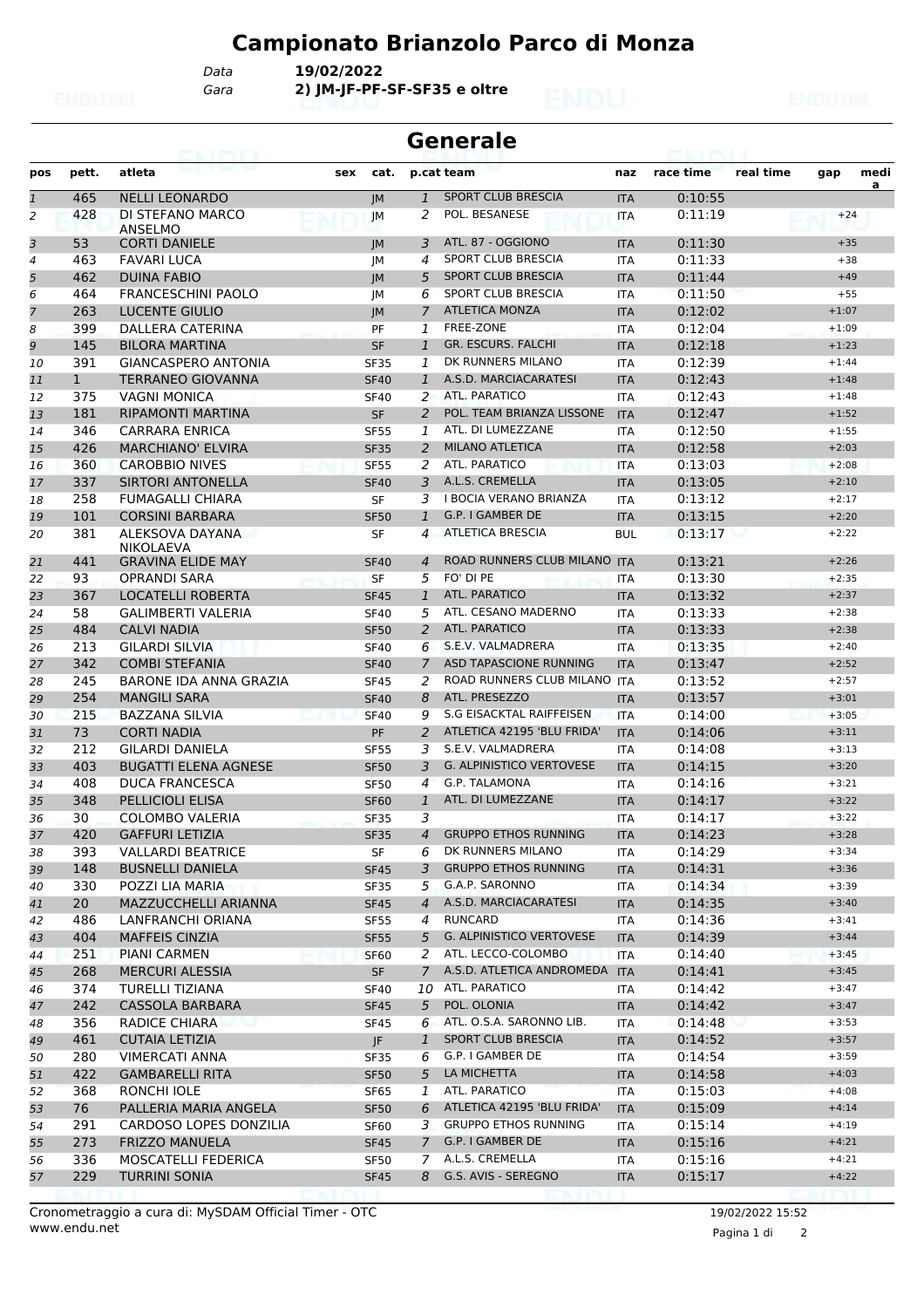# Campionato Brianzolo Parco di Monza

Data **19/02/2022**
Gara **2) JM-JF-PF-SF-SF35 e oltre**

## Generale

| pos | pett. | atleta | sex | cat. | p.cat | team | naz | race time | real time | gap | media |
|---|---|---|---|---|---|---|---|---|---|---|---|
| 1 | 465 | NELLI LEONARDO | | JM | 1 | SPORT CLUB BRESCIA | ITA | 0:10:55 | | | |
| 2 | 428 | DI STEFANO MARCO ANSELMO | | JM | 2 | POL. BESANESE | ITA | 0:11:19 | | +24 | |
| 3 | 53 | CORTI DANIELE | | JM | 3 | ATL. 87 - OGGIONO | ITA | 0:11:30 | | +35 | |
| 4 | 463 | FAVARI LUCA | | JM | 4 | SPORT CLUB BRESCIA | ITA | 0:11:33 | | +38 | |
| 5 | 462 | DUINA FABIO | | JM | 5 | SPORT CLUB BRESCIA | ITA | 0:11:44 | | +49 | |
| 6 | 464 | FRANCESCHINI PAOLO | | JM | 6 | SPORT CLUB BRESCIA | ITA | 0:11:50 | | +55 | |
| 7 | 263 | LUCENTE GIULIO | | JM | 7 | ATLETICA MONZA | ITA | 0:12:02 | | +1:07 | |
| 8 | 399 | DALLERA CATERINA | | PF | 1 | FREE-ZONE | ITA | 0:12:04 | | +1:09 | |
| 9 | 145 | BILORA MARTINA | | SF | 1 | GR. ESCURS. FALCHI | ITA | 0:12:18 | | +1:23 | |
| 10 | 391 | GIANCASPERO ANTONIA | | SF35 | 1 | DK RUNNERS MILANO | ITA | 0:12:39 | | +1:44 | |
| 11 | 1 | TERRANEO GIOVANNA | | SF40 | 1 | A.S.D. MARCIACARATESI | ITA | 0:12:43 | | +1:48 | |
| 12 | 375 | VAGNI MONICA | | SF40 | 2 | ATL. PARATICO | ITA | 0:12:43 | | +1:48 | |
| 13 | 181 | RIPAMONTI MARTINA | | SF | 2 | POL. TEAM BRIANZA LISSONE | ITA | 0:12:47 | | +1:52 | |
| 14 | 346 | CARRARA ENRICA | | SF55 | 1 | ATL. DI LUMEZZANE | ITA | 0:12:50 | | +1:55 | |
| 15 | 426 | MARCHIANO' ELVIRA | | SF35 | 2 | MILANO ATLETICA | ITA | 0:12:58 | | +2:03 | |
| 16 | 360 | CAROBBIO NIVES | | SF55 | 2 | ATL. PARATICO | ITA | 0:13:03 | | +2:08 | |
| 17 | 337 | SIRTORI ANTONELLA | | SF40 | 3 | A.L.S. CREMELLA | ITA | 0:13:05 | | +2:10 | |
| 18 | 258 | FUMAGALLI CHIARA | | SF | 3 | I BOCIA VERANO BRIANZA | ITA | 0:13:12 | | +2:17 | |
| 19 | 101 | CORSINI BARBARA | | SF50 | 1 | G.P. I GAMBER DE | ITA | 0:13:15 | | +2:20 | |
| 20 | 381 | ALEKSOVA DAYANA NIKOLAEVA | | SF | 4 | ATLETICA BRESCIA | BUL | 0:13:17 | | +2:22 | |
| 21 | 441 | GRAVINA ELIDE MAY | | SF40 | 4 | ROAD RUNNERS CLUB MILANO | ITA | 0:13:21 | | +2:26 | |
| 22 | 93 | OPRANDI SARA | | SF | 5 | FO' DI PE | ITA | 0:13:30 | | +2:35 | |
| 23 | 367 | LOCATELLI ROBERTA | | SF45 | 1 | ATL. PARATICO | ITA | 0:13:32 | | +2:37 | |
| 24 | 58 | GALIMBERTI VALERIA | | SF40 | 5 | ATL. CESANO MADERNO | ITA | 0:13:33 | | +2:38 | |
| 25 | 484 | CALVI NADIA | | SF50 | 2 | ATL. PARATICO | ITA | 0:13:33 | | +2:38 | |
| 26 | 213 | GILARDI SILVIA | | SF40 | 6 | S.E.V. VALMADRERA | ITA | 0:13:35 | | +2:40 | |
| 27 | 342 | COMBI STEFANIA | | SF40 | 7 | ASD TAPASCIONE RUNNING | ITA | 0:13:47 | | +2:52 | |
| 28 | 245 | BARONE IDA ANNA GRAZIA | | SF45 | 2 | ROAD RUNNERS CLUB MILANO | ITA | 0:13:52 | | +2:57 | |
| 29 | 254 | MANGILI SARA | | SF40 | 8 | ATL. PRESEZZO | ITA | 0:13:57 | | +3:01 | |
| 30 | 215 | BAZZANA SILVIA | | SF40 | 9 | S.G EISACKTAL RAIFFEISEN | ITA | 0:14:00 | | +3:05 | |
| 31 | 73 | CORTI NADIA | | PF | 2 | ATLETICA 42195 'BLU FRIDA' | ITA | 0:14:06 | | +3:11 | |
| 32 | 212 | GILARDI DANIELA | | SF55 | 3 | S.E.V. VALMADRERA | ITA | 0:14:08 | | +3:13 | |
| 33 | 403 | BUGATTI ELENA AGNESE | | SF50 | 3 | G. ALPINISTICO VERTOVESE | ITA | 0:14:15 | | +3:20 | |
| 34 | 408 | DUCA FRANCESCA | | SF50 | 4 | G.P. TALAMONA | ITA | 0:14:16 | | +3:21 | |
| 35 | 348 | PELLICIOLI ELISA | | SF60 | 1 | ATL. DI LUMEZZANE | ITA | 0:14:17 | | +3:22 | |
| 36 | 30 | COLOMBO VALERIA | | SF35 | 3 | | ITA | 0:14:17 | | +3:22 | |
| 37 | 420 | GAFFURI LETIZIA | | SF35 | 4 | GRUPPO ETHOS RUNNING | ITA | 0:14:23 | | +3:28 | |
| 38 | 393 | VALLARDI BEATRICE | | SF | 6 | DK RUNNERS MILANO | ITA | 0:14:29 | | +3:34 | |
| 39 | 148 | BUSNELLI DANIELA | | SF45 | 3 | GRUPPO ETHOS RUNNING | ITA | 0:14:31 | | +3:36 | |
| 40 | 330 | POZZI LIA MARIA | | SF35 | 5 | G.A.P. SARONNO | ITA | 0:14:34 | | +3:39 | |
| 41 | 20 | MAZZUCCHELLI ARIANNA | | SF45 | 4 | A.S.D. MARCIACARATESI | ITA | 0:14:35 | | +3:40 | |
| 42 | 486 | LANFRANCHI ORIANA | | SF55 | 4 | RUNCARD | ITA | 0:14:36 | | +3:41 | |
| 43 | 404 | MAFFEIS CINZIA | | SF55 | 5 | G. ALPINISTICO VERTOVESE | ITA | 0:14:39 | | +3:44 | |
| 44 | 251 | PIANI CARMEN | | SF60 | 2 | ATL. LECCO-COLOMBO | ITA | 0:14:40 | | +3:45 | |
| 45 | 268 | MERCURI ALESSIA | | SF | 7 | A.S.D. ATLETICA ANDROMEDA | ITA | 0:14:41 | | +3:45 | |
| 46 | 374 | TURELLI TIZIANA | | SF40 | 10 | ATL. PARATICO | ITA | 0:14:42 | | +3:47 | |
| 47 | 242 | CASSOLA BARBARA | | SF45 | 5 | POL. OLONIA | ITA | 0:14:42 | | +3:47 | |
| 48 | 356 | RADICE CHIARA | | SF45 | 6 | ATL. O.S.A. SARONNO LIB. | ITA | 0:14:48 | | +3:53 | |
| 49 | 461 | CUTAIA LETIZIA | | JF | 1 | SPORT CLUB BRESCIA | ITA | 0:14:52 | | +3:57 | |
| 50 | 280 | VIMERCATI ANNA | | SF35 | 6 | G.P. I GAMBER DE | ITA | 0:14:54 | | +3:59 | |
| 51 | 422 | GAMBARELLI RITA | | SF50 | 5 | LA MICHETTA | ITA | 0:14:58 | | +4:03 | |
| 52 | 368 | RONCHI IOLE | | SF65 | 1 | ATL. PARATICO | ITA | 0:15:03 | | +4:08 | |
| 53 | 76 | PALLERIA MARIA ANGELA | | SF50 | 6 | ATLETICA 42195 'BLU FRIDA' | ITA | 0:15:09 | | +4:14 | |
| 54 | 291 | CARDOSO LOPES DONZILIA | | SF60 | 3 | GRUPPO ETHOS RUNNING | ITA | 0:15:14 | | +4:19 | |
| 55 | 273 | FRIZZO MANUELA | | SF45 | 7 | G.P. I GAMBER DE | ITA | 0:15:16 | | +4:21 | |
| 56 | 336 | MOSCATELLI FEDERICA | | SF50 | 7 | A.L.S. CREMELLA | ITA | 0:15:16 | | +4:21 | |
| 57 | 229 | TURRINI SONIA | | SF45 | 8 | G.S. AVIS - SEREGNO | ITA | 0:15:17 | | +4:22 | |

Cronometraggio a cura di: MySDAM Official Timer - OTC
www.endu.net

19/02/2022 15:52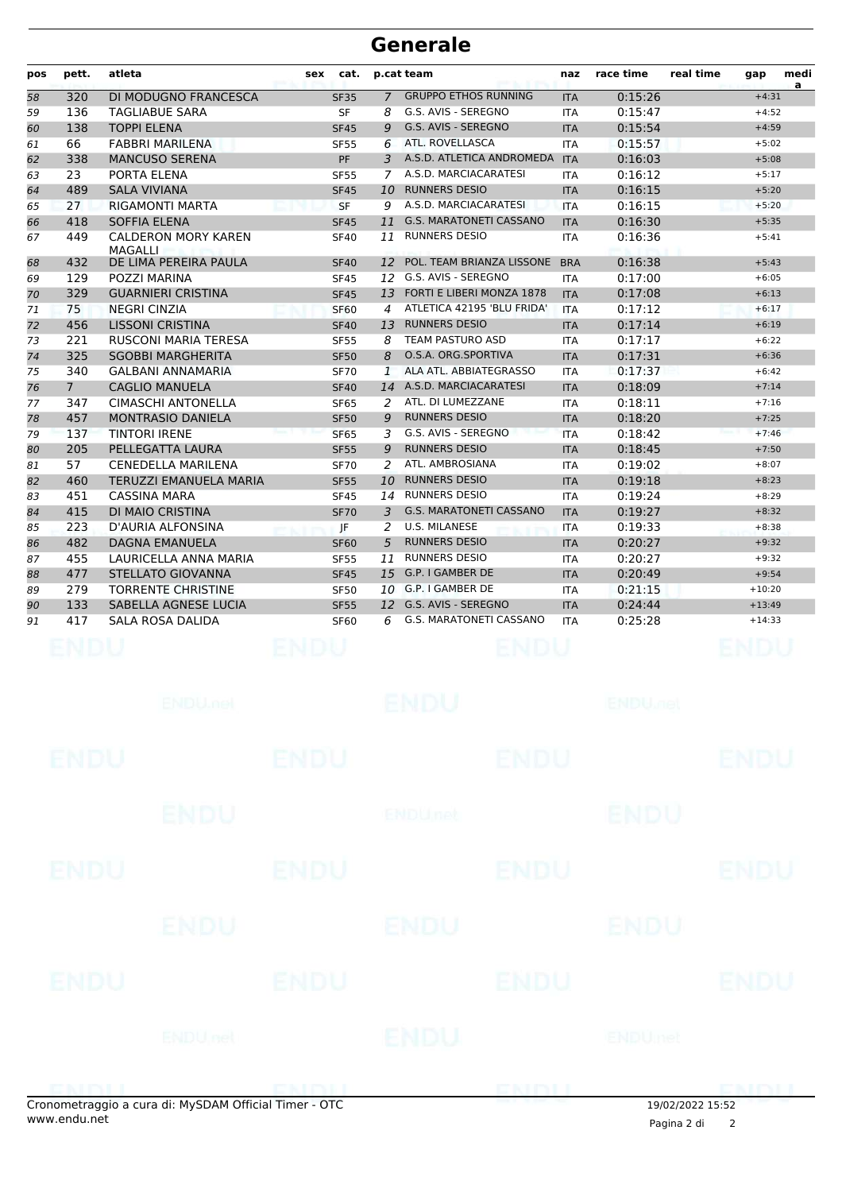# Generale

| pos | pett. | atleta | sex | cat. | p.cat | team | naz | race time | real time | gap | media |
|---|---|---|---|---|---|---|---|---|---|---|---|
| 58 | 320 | DI MODUGNO FRANCESCA | | SF35 | 7 | GRUPPO ETHOS RUNNING | ITA | 0:15:26 | | +4:31 | |
| 59 | 136 | TAGLIABUE SARA | | SF | 8 | G.S. AVIS - SEREGNO | ITA | 0:15:47 | | +4:52 | |
| 60 | 138 | TOPPI ELENA | | SF45 | 9 | G.S. AVIS - SEREGNO | ITA | 0:15:54 | | +4:59 | |
| 61 | 66 | FABBRI MARILENA | | SF55 | 6 | ATL. ROVELLASCA | ITA | 0:15:57 | | +5:02 | |
| 62 | 338 | MANCUSO SERENA | | PF | 3 | A.S.D. ATLETICA ANDROMEDA | ITA | 0:16:03 | | +5:08 | |
| 63 | 23 | PORTA ELENA | | SF55 | 7 | A.S.D. MARCIACARATESI | ITA | 0:16:12 | | +5:17 | |
| 64 | 489 | SALA VIVIANA | | SF45 | 10 | RUNNERS DESIO | ITA | 0:16:15 | | +5:20 | |
| 65 | 27 | RIGAMONTI MARTA | | SF | 9 | A.S.D. MARCIACARATESI | ITA | 0:16:15 | | +5:20 | |
| 66 | 418 | SOFFIA ELENA | | SF45 | 11 | G.S. MARATONETI CASSANO | ITA | 0:16:30 | | +5:35 | |
| 67 | 449 | CALDERON MORY KAREN MAGALLI | | SF40 | 11 | RUNNERS DESIO | ITA | 0:16:36 | | +5:41 | |
| 68 | 432 | DE LIMA PEREIRA PAULA | | SF40 | 12 | POL. TEAM BRIANZA LISSONE | BRA | 0:16:38 | | +5:43 | |
| 69 | 129 | POZZI MARINA | | SF45 | 12 | G.S. AVIS - SEREGNO | ITA | 0:17:00 | | +6:05 | |
| 70 | 329 | GUARNIERI CRISTINA | | SF45 | 13 | FORTI E LIBERI MONZA 1878 | ITA | 0:17:08 | | +6:13 | |
| 71 | 75 | NEGRI CINZIA | | SF60 | 4 | ATLETICA 42195 'BLU FRIDA' | ITA | 0:17:12 | | +6:17 | |
| 72 | 456 | LISSONI CRISTINA | | SF40 | 13 | RUNNERS DESIO | ITA | 0:17:14 | | +6:19 | |
| 73 | 221 | RUSCONI MARIA TERESA | | SF55 | 8 | TEAM PASTURO ASD | ITA | 0:17:17 | | +6:22 | |
| 74 | 325 | SGOBBI MARGHERITA | | SF50 | 8 | O.S.A. ORG.SPORTIVA | ITA | 0:17:31 | | +6:36 | |
| 75 | 340 | GALBANI ANNAMARIA | | SF70 | 1 | ALA ATL. ABBIATEGRASSO | ITA | 0:17:37 | | +6:42 | |
| 76 | 7 | CAGLIO MANUELA | | SF40 | 14 | A.S.D. MARCIACARATESI | ITA | 0:18:09 | | +7:14 | |
| 77 | 347 | CIMASCHI ANTONELLA | | SF65 | 2 | ATL. DI LUMEZZANE | ITA | 0:18:11 | | +7:16 | |
| 78 | 457 | MONTRASIO DANIELA | | SF50 | 9 | RUNNERS DESIO | ITA | 0:18:20 | | +7:25 | |
| 79 | 137 | TINTORI IRENE | | SF65 | 3 | G.S. AVIS - SEREGNO | ITA | 0:18:42 | | +7:46 | |
| 80 | 205 | PELLEGATTA LAURA | | SF55 | 9 | RUNNERS DESIO | ITA | 0:18:45 | | +7:50 | |
| 81 | 57 | CENEDELLA MARILENA | | SF70 | 2 | ATL. AMBROSIANA | ITA | 0:19:02 | | +8:07 | |
| 82 | 460 | TERUZZI EMANUELA MARIA | | SF55 | 10 | RUNNERS DESIO | ITA | 0:19:18 | | +8:23 | |
| 83 | 451 | CASSINA MARA | | SF45 | 14 | RUNNERS DESIO | ITA | 0:19:24 | | +8:29 | |
| 84 | 415 | DI MAIO CRISTINA | | SF70 | 3 | G.S. MARATONETI CASSANO | ITA | 0:19:27 | | +8:32 | |
| 85 | 223 | D'AURIA ALFONSINA | | JF | 2 | U.S. MILANESE | ITA | 0:19:33 | | +8:38 | |
| 86 | 482 | DAGNA EMANUELA | | SF60 | 5 | RUNNERS DESIO | ITA | 0:20:27 | | +9:32 | |
| 87 | 455 | LAURICELLA ANNA MARIA | | SF55 | 11 | RUNNERS DESIO | ITA | 0:20:27 | | +9:32 | |
| 88 | 477 | STELLATO GIOVANNA | | SF45 | 15 | G.P. I GAMBER DE | ITA | 0:20:49 | | +9:54 | |
| 89 | 279 | TORRENTE CHRISTINE | | SF50 | 10 | G.P. I GAMBER DE | ITA | 0:21:15 | | +10:20 | |
| 90 | 133 | SABELLA AGNESE LUCIA | | SF55 | 12 | G.S. AVIS - SEREGNO | ITA | 0:24:44 | | +13:49 | |
| 91 | 417 | SALA ROSA DALIDA | | SF60 | 6 | G.S. MARATONETI CASSANO | ITA | 0:25:28 | | +14:33 | |

Cronometraggio a cura di: MySDAM Official Timer - OTC
www.endu.net

19/02/2022 15:52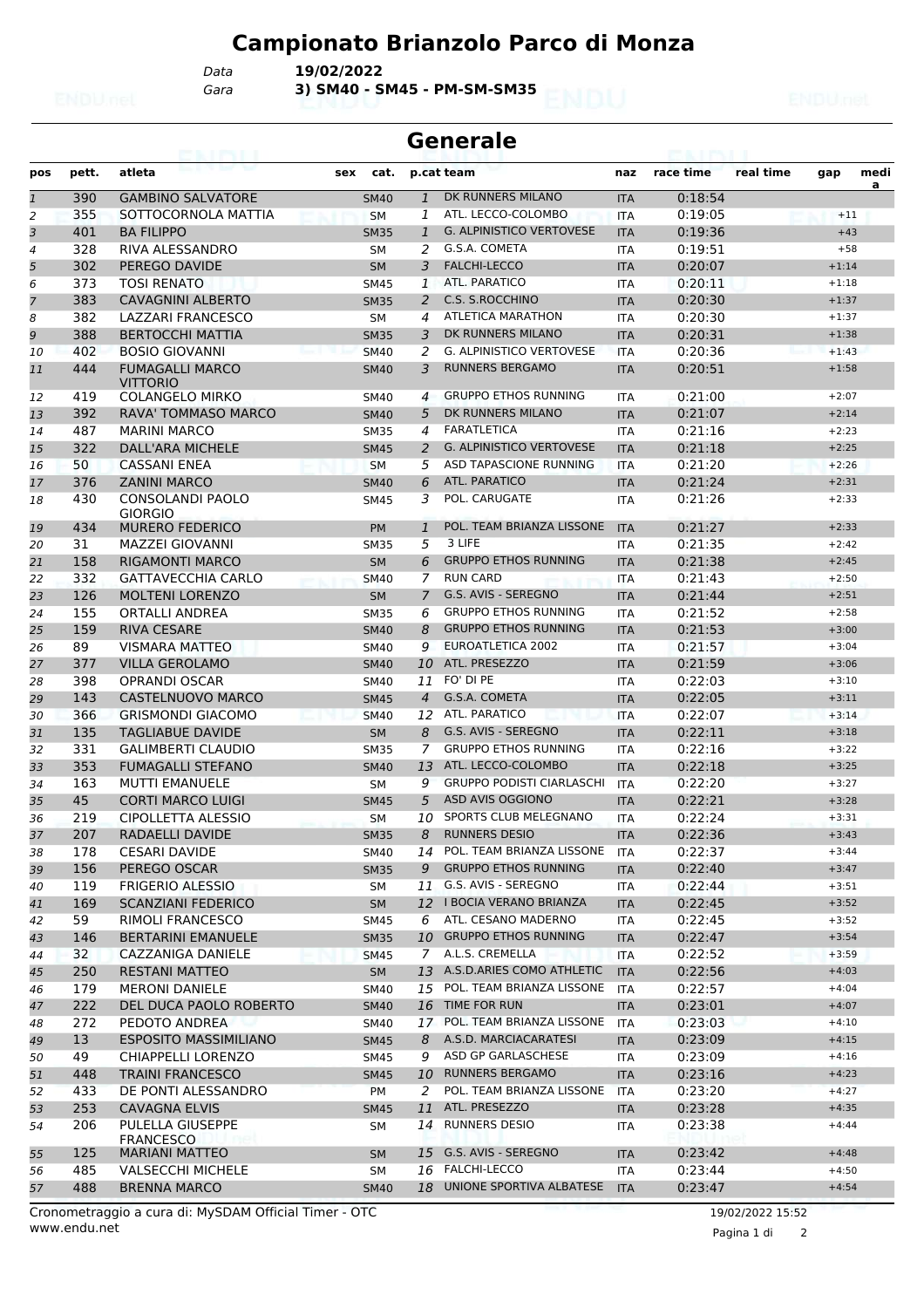# Campionato Brianzolo Parco di Monza

Data **19/02/2022**

Gara **3) SM40 - SM45 - PM-SM-SM35**

## Generale

| pos | pett. | atleta | sex | cat. | p.cat | team | naz | race time | real time | gap | medi a |
|---|---|---|---|---|---|---|---|---|---|---|---|
| 1 | 390 | GAMBINO SALVATORE | | SM40 | 1 | DK RUNNERS MILANO | ITA | 0:18:54 | | | |
| 2 | 355 | SOTTOCORNOLA MATTIA | | SM | 1 | ATL. LECCO-COLOMBO | ITA | 0:19:05 | | +11 | |
| 3 | 401 | BA FILIPPO | | SM35 | 1 | G. ALPINISTICO VERTOVESE | ITA | 0:19:36 | | +43 | |
| 4 | 328 | RIVA ALESSANDRO | | SM | 2 | G.S.A. COMETA | ITA | 0:19:51 | | +58 | |
| 5 | 302 | PEREGO DAVIDE | | SM | 3 | FALCHI-LECCO | ITA | 0:20:07 | | +1:14 | |
| 6 | 373 | TOSI RENATO | | SM45 | 1 | ATL. PARATICO | ITA | 0:20:11 | | +1:18 | |
| 7 | 383 | CAVAGNINI ALBERTO | | SM35 | 2 | C.S. S.ROCCHINO | ITA | 0:20:30 | | +1:37 | |
| 8 | 382 | LAZZARI FRANCESCO | | SM | 4 | ATLETICA MARATHON | ITA | 0:20:30 | | +1:37 | |
| 9 | 388 | BERTOCCHI MATTIA | | SM35 | 3 | DK RUNNERS MILANO | ITA | 0:20:31 | | +1:38 | |
| 10 | 402 | BOSIO GIOVANNI | | SM40 | 2 | G. ALPINISTICO VERTOVESE | ITA | 0:20:36 | | +1:43 | |
| 11 | 444 | FUMAGALLI MARCO VITTORIO | | SM40 | 3 | RUNNERS BERGAMO | ITA | 0:20:51 | | +1:58 | |
| 12 | 419 | COLANGELO MIRKO | | SM40 | 4 | GRUPPO ETHOS RUNNING | ITA | 0:21:00 | | +2:07 | |
| 13 | 392 | RAVA' TOMMASO MARCO | | SM40 | 5 | DK RUNNERS MILANO | ITA | 0:21:07 | | +2:14 | |
| 14 | 487 | MARINI MARCO | | SM35 | 4 | FARATLETICA | ITA | 0:21:16 | | +2:23 | |
| 15 | 322 | DALL'ARA MICHELE | | SM45 | 2 | G. ALPINISTICO VERTOVESE | ITA | 0:21:18 | | +2:25 | |
| 16 | 50 | CASSANI ENEA | | SM | 5 | ASD TAPASCIONE RUNNING | ITA | 0:21:20 | | +2:26 | |
| 17 | 376 | ZANINI MARCO | | SM40 | 6 | ATL. PARATICO | ITA | 0:21:24 | | +2:31 | |
| 18 | 430 | CONSOLANDI PAOLO GIORGIO | | SM45 | 3 | POL. CARUGATE | ITA | 0:21:26 | | +2:33 | |
| 19 | 434 | MURERO FEDERICO | | PM | 1 | POL. TEAM BRIANZA LISSONE | ITA | 0:21:27 | | +2:33 | |
| 20 | 31 | MAZZEI GIOVANNI | | SM35 | 5 | 3 LIFE | ITA | 0:21:35 | | +2:42 | |
| 21 | 158 | RIGAMONTI MARCO | | SM | 6 | GRUPPO ETHOS RUNNING | ITA | 0:21:38 | | +2:45 | |
| 22 | 332 | GATTAVECCHIA CARLO | | SM40 | 7 | RUN CARD | ITA | 0:21:43 | | +2:50 | |
| 23 | 126 | MOLTENI LORENZO | | SM | 7 | G.S. AVIS - SEREGNO | ITA | 0:21:44 | | +2:51 | |
| 24 | 155 | ORTALLI ANDREA | | SM35 | 6 | GRUPPO ETHOS RUNNING | ITA | 0:21:52 | | +2:58 | |
| 25 | 159 | RIVA CESARE | | SM40 | 8 | GRUPPO ETHOS RUNNING | ITA | 0:21:53 | | +3:00 | |
| 26 | 89 | VISMARA MATTEO | | SM40 | 9 | EUROATLETICA 2002 | ITA | 0:21:57 | | +3:04 | |
| 27 | 377 | VILLA GEROLAMO | | SM40 | 10 | ATL. PRESEZZO | ITA | 0:21:59 | | +3:06 | |
| 28 | 398 | OPRANDI OSCAR | | SM40 | 11 | FO' DI PE | ITA | 0:22:03 | | +3:10 | |
| 29 | 143 | CASTELNUOVO MARCO | | SM45 | 4 | G.S.A. COMETA | ITA | 0:22:05 | | +3:11 | |
| 30 | 366 | GRISMONDI GIACOMO | | SM40 | 12 | ATL. PARATICO | ITA | 0:22:07 | | +3:14 | |
| 31 | 135 | TAGLIABUE DAVIDE | | SM | 8 | G.S. AVIS - SEREGNO | ITA | 0:22:11 | | +3:18 | |
| 32 | 331 | GALIMBERTI CLAUDIO | | SM35 | 7 | GRUPPO ETHOS RUNNING | ITA | 0:22:16 | | +3:22 | |
| 33 | 353 | FUMAGALLI STEFANO | | SM40 | 13 | ATL. LECCO-COLOMBO | ITA | 0:22:18 | | +3:25 | |
| 34 | 163 | MUTTI EMANUELE | | SM | 9 | GRUPPO PODISTI CIARLASCHI | ITA | 0:22:20 | | +3:27 | |
| 35 | 45 | CORTI MARCO LUIGI | | SM45 | 5 | ASD AVIS OGGIONO | ITA | 0:22:21 | | +3:28 | |
| 36 | 219 | CIPOLLETTA ALESSIO | | SM | 10 | SPORTS CLUB MELEGNANO | ITA | 0:22:24 | | +3:31 | |
| 37 | 207 | RADAELLI DAVIDE | | SM35 | 8 | RUNNERS DESIO | ITA | 0:22:36 | | +3:43 | |
| 38 | 178 | CESARI DAVIDE | | SM40 | 14 | POL. TEAM BRIANZA LISSONE | ITA | 0:22:37 | | +3:44 | |
| 39 | 156 | PEREGO OSCAR | | SM35 | 9 | GRUPPO ETHOS RUNNING | ITA | 0:22:40 | | +3:47 | |
| 40 | 119 | FRIGERIO ALESSIO | | SM | 11 | G.S. AVIS - SEREGNO | ITA | 0:22:44 | | +3:51 | |
| 41 | 169 | SCANZIANI FEDERICO | | SM | 12 | I BOCIA VERANO BRIANZA | ITA | 0:22:45 | | +3:52 | |
| 42 | 59 | RIMOLI FRANCESCO | | SM45 | 6 | ATL. CESANO MADERNO | ITA | 0:22:45 | | +3:52 | |
| 43 | 146 | BERTARINI EMANUELE | | SM35 | 10 | GRUPPO ETHOS RUNNING | ITA | 0:22:47 | | +3:54 | |
| 44 | 32 | CAZZANIGA DANIELE | | SM45 | 7 | A.L.S. CREMELLA | ITA | 0:22:52 | | +3:59 | |
| 45 | 250 | RESTANI MATTEO | | SM | 13 | A.S.D.ARIES COMO ATHLETIC | ITA | 0:22:56 | | +4:03 | |
| 46 | 179 | MERONI DANIELE | | SM40 | 15 | POL. TEAM BRIANZA LISSONE | ITA | 0:22:57 | | +4:04 | |
| 47 | 222 | DEL DUCA PAOLO ROBERTO | | SM40 | 16 | TIME FOR RUN | ITA | 0:23:01 | | +4:07 | |
| 48 | 272 | PEDOTO ANDREA | | SM40 | 17 | POL. TEAM BRIANZA LISSONE | ITA | 0:23:03 | | +4:10 | |
| 49 | 13 | ESPOSITO MASSIMILIANO | | SM45 | 8 | A.S.D. MARCIACARATESI | ITA | 0:23:09 | | +4:15 | |
| 50 | 49 | CHIAPPELLI LORENZO | | SM45 | 9 | ASD GP GARLASCHESE | ITA | 0:23:09 | | +4:16 | |
| 51 | 448 | TRAINI FRANCESCO | | SM45 | 10 | RUNNERS BERGAMO | ITA | 0:23:16 | | +4:23 | |
| 52 | 433 | DE PONTI ALESSANDRO | | PM | 2 | POL. TEAM BRIANZA LISSONE | ITA | 0:23:20 | | +4:27 | |
| 53 | 253 | CAVAGNA ELVIS | | SM45 | 11 | ATL. PRESEZZO | ITA | 0:23:28 | | +4:35 | |
| 54 | 206 | PULELLA GIUSEPPE FRANCESCO | | SM | 14 | RUNNERS DESIO | ITA | 0:23:38 | | +4:44 | |
| 55 | 125 | MARIANI MATTEO | | SM | 15 | G.S. AVIS - SEREGNO | ITA | 0:23:42 | | +4:48 | |
| 56 | 485 | VALSECCHI MICHELE | | SM | 16 | FALCHI-LECCO | ITA | 0:23:44 | | +4:50 | |
| 57 | 488 | BRENNA MARCO | | SM40 | 18 | UNIONE SPORTIVA ALBATESE | ITA | 0:23:47 | | +4:54 | |

Cronometraggio a cura di: MySDAM Official Timer - OTC
www.endu.net

19/02/2022 15:52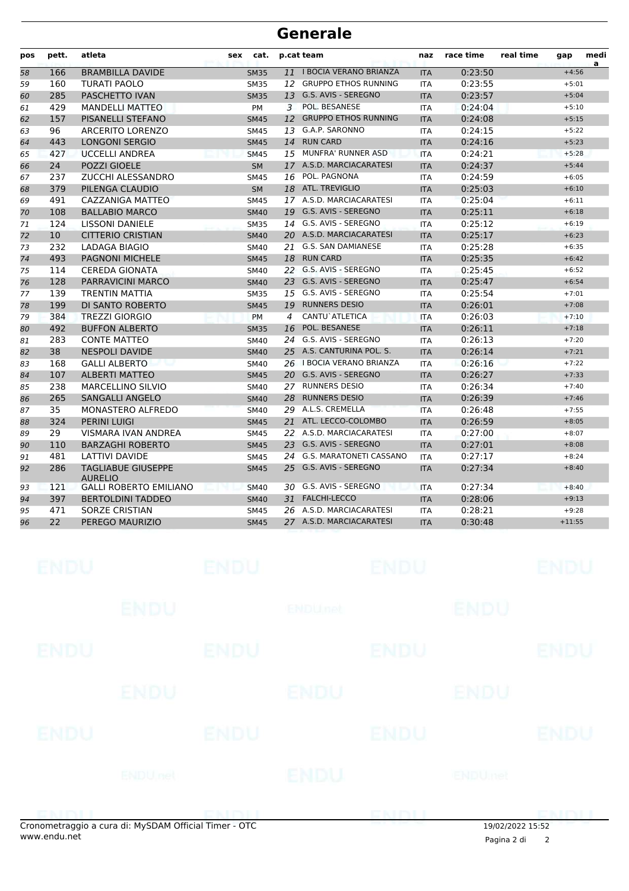# Generale

| pos | pett. | atleta | sex | cat. | p.cat | team | naz | race time | real time | gap | media |
|---|---|---|---|---|---|---|---|---|---|---|---|
| 58 | 166 | BRAMBILLA DAVIDE | | SM35 | 11 | I BOCIA VERANO BRIANZA | ITA | 0:23:50 | | +4:56 | |
| 59 | 160 | TURATI PAOLO | | SM35 | 12 | GRUPPO ETHOS RUNNING | ITA | 0:23:55 | | +5:01 | |
| 60 | 285 | PASCHETTO IVAN | | SM35 | 13 | G.S. AVIS - SEREGNO | ITA | 0:23:57 | | +5:04 | |
| 61 | 429 | MANDELLI MATTEO | | PM | 3 | POL. BESANESE | ITA | 0:24:04 | | +5:10 | |
| 62 | 157 | PISANELLI STEFANO | | SM45 | 12 | GRUPPO ETHOS RUNNING | ITA | 0:24:08 | | +5:15 | |
| 63 | 96 | ARCERITO LORENZO | | SM45 | 13 | G.A.P. SARONNO | ITA | 0:24:15 | | +5:22 | |
| 64 | 443 | LONGONI SERGIO | | SM45 | 14 | RUN CARD | ITA | 0:24:16 | | +5:23 | |
| 65 | 427 | UCCELLI ANDREA | | SM45 | 15 | MUNFRA' RUNNER ASD | ITA | 0:24:21 | | +5:28 | |
| 66 | 24 | POZZI GIOELE | | SM | 17 | A.S.D. MARCIACARATESI | ITA | 0:24:37 | | +5:44 | |
| 67 | 237 | ZUCCHI ALESSANDRO | | SM45 | 16 | POL. PAGNONA | ITA | 0:24:59 | | +6:05 | |
| 68 | 379 | PILENGA CLAUDIO | | SM | 18 | ATL. TREVIGLIO | ITA | 0:25:03 | | +6:10 | |
| 69 | 491 | CAZZANIGA MATTEO | | SM45 | 17 | A.S.D. MARCIACARATESI | ITA | 0:25:04 | | +6:11 | |
| 70 | 108 | BALLABIO MARCO | | SM40 | 19 | G.S. AVIS - SEREGNO | ITA | 0:25:11 | | +6:18 | |
| 71 | 124 | LISSONI DANIELE | | SM35 | 14 | G.S. AVIS - SEREGNO | ITA | 0:25:12 | | +6:19 | |
| 72 | 10 | CITTERIO CRISTIAN | | SM40 | 20 | A.S.D. MARCIACARATESI | ITA | 0:25:17 | | +6:23 | |
| 73 | 232 | LADAGA BIAGIO | | SM40 | 21 | G.S. SAN DAMIANESE | ITA | 0:25:28 | | +6:35 | |
| 74 | 493 | PAGNONI MICHELE | | SM45 | 18 | RUN CARD | ITA | 0:25:35 | | +6:42 | |
| 75 | 114 | CEREDA GIONATA | | SM40 | 22 | G.S. AVIS - SEREGNO | ITA | 0:25:45 | | +6:52 | |
| 76 | 128 | PARRAVICINI MARCO | | SM40 | 23 | G.S. AVIS - SEREGNO | ITA | 0:25:47 | | +6:54 | |
| 77 | 139 | TRENTIN MATTIA | | SM35 | 15 | G.S. AVIS - SEREGNO | ITA | 0:25:54 | | +7:01 | |
| 78 | 199 | DI SANTO ROBERTO | | SM45 | 19 | RUNNERS DESIO | ITA | 0:26:01 | | +7:08 | |
| 79 | 384 | TREZZI GIORGIO | | PM | 4 | CANTU`ATLETICA | ITA | 0:26:03 | | +7:10 | |
| 80 | 492 | BUFFON ALBERTO | | SM35 | 16 | POL. BESANESE | ITA | 0:26:11 | | +7:18 | |
| 81 | 283 | CONTE MATTEO | | SM40 | 24 | G.S. AVIS - SEREGNO | ITA | 0:26:13 | | +7:20 | |
| 82 | 38 | NESPOLI DAVIDE | | SM40 | 25 | A.S. CANTURINA POL. S. | ITA | 0:26:14 | | +7:21 | |
| 83 | 168 | GALLI ALBERTO | | SM40 | 26 | I BOCIA VERANO BRIANZA | ITA | 0:26:16 | | +7:22 | |
| 84 | 107 | ALBERTI MATTEO | | SM45 | 20 | G.S. AVIS - SEREGNO | ITA | 0:26:27 | | +7:33 | |
| 85 | 238 | MARCELLINO SILVIO | | SM40 | 27 | RUNNERS DESIO | ITA | 0:26:34 | | +7:40 | |
| 86 | 265 | SANGALLI ANGELO | | SM40 | 28 | RUNNERS DESIO | ITA | 0:26:39 | | +7:46 | |
| 87 | 35 | MONASTERO ALFREDO | | SM40 | 29 | A.L.S. CREMELLA | ITA | 0:26:48 | | +7:55 | |
| 88 | 324 | PERINI LUIGI | | SM45 | 21 | ATL. LECCO-COLOMBO | ITA | 0:26:59 | | +8:05 | |
| 89 | 29 | VISMARA IVAN ANDREA | | SM45 | 22 | A.S.D. MARCIACARATESI | ITA | 0:27:00 | | +8:07 | |
| 90 | 110 | BARZAGHI ROBERTO | | SM45 | 23 | G.S. AVIS - SEREGNO | ITA | 0:27:01 | | +8:08 | |
| 91 | 481 | LATTIVI DAVIDE | | SM45 | 24 | G.S. MARATONETI CASSANO | ITA | 0:27:17 | | +8:24 | |
| 92 | 286 | TAGLIABUE GIUSEPPE AURELIO | | SM45 | 25 | G.S. AVIS - SEREGNO | ITA | 0:27:34 | | +8:40 | |
| 93 | 121 | GALLI ROBERTO EMILIANO | | SM40 | 30 | G.S. AVIS - SEREGNO | ITA | 0:27:34 | | +8:40 | |
| 94 | 397 | BERTOLDINI TADDEO | | SM40 | 31 | FALCHI-LECCO | ITA | 0:28:06 | | +9:13 | |
| 95 | 471 | SORZE CRISTIAN | | SM45 | 26 | A.S.D. MARCIACARATESI | ITA | 0:28:21 | | +9:28 | |
| 96 | 22 | PEREGO MAURIZIO | | SM45 | 27 | A.S.D. MARCIACARATESI | ITA | 0:30:48 | | +11:55 | |

Cronometraggio a cura di: MySDAM Official Timer - OTC
www.endu.net

19/02/2022 15:52